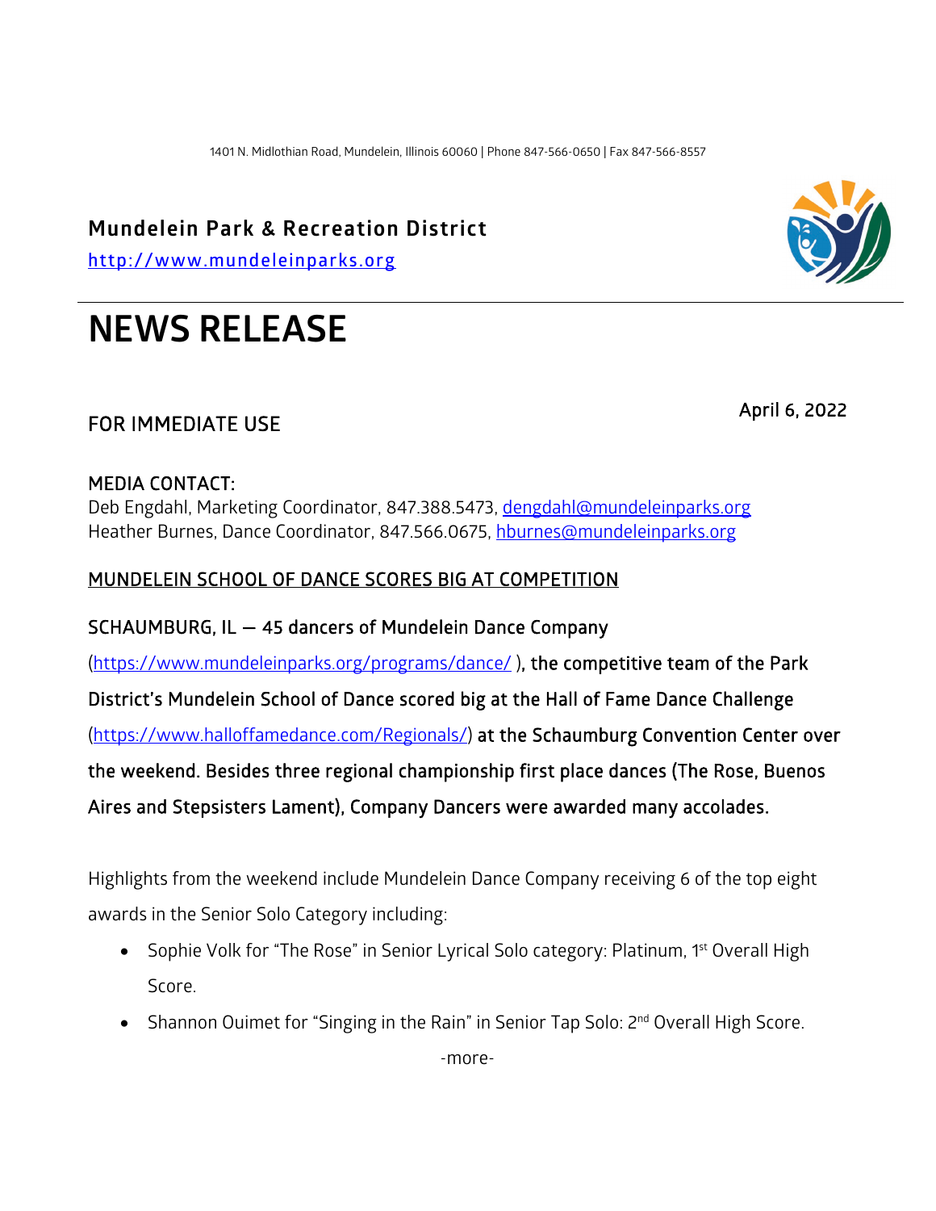1401 N. Midlothian Road, Mundelein, Illinois 60060 | Phone 847-566-0650 | Fax 847-566-8557

## Mundelein Park & Recreation District

http://www.mundeleinparks.org

# NEWS RELEASE

April 6, 2022

FOR IMMEDIATE USE

MEDIA CONTACT:
Deb Engdahl, Marketing Coordinator, 847.388.5473, dengdahl@mundeleinparks.org
Heather Burnes, Dance Coordinator, 847.566.0675, hburnes@mundeleinparks.org

## MUNDELEIN SCHOOL OF DANCE SCORES BIG AT COMPETITION

**SCHAUMBURG, IL — 45 dancers of Mundelein Dance Company (https://www.mundeleinparks.org/programs/dance/ ), the competitive team of the Park District's Mundelein School of Dance scored big at the Hall of Fame Dance Challenge (https://www.halloffamedance.com/Regionals/) at the Schaumburg Convention Center over the weekend. Besides three regional championship first place dances (The Rose, Buenos Aires and Stepsisters Lament), Company Dancers were awarded many accolades.**

Highlights from the weekend include Mundelein Dance Company receiving 6 of the top eight awards in the Senior Solo Category including:

- Sophie Volk for "The Rose" in Senior Lyrical Solo category: Platinum, 1st Overall High Score.
- Shannon Ouimet for "Singing in the Rain" in Senior Tap Solo: 2nd Overall High Score.

-more-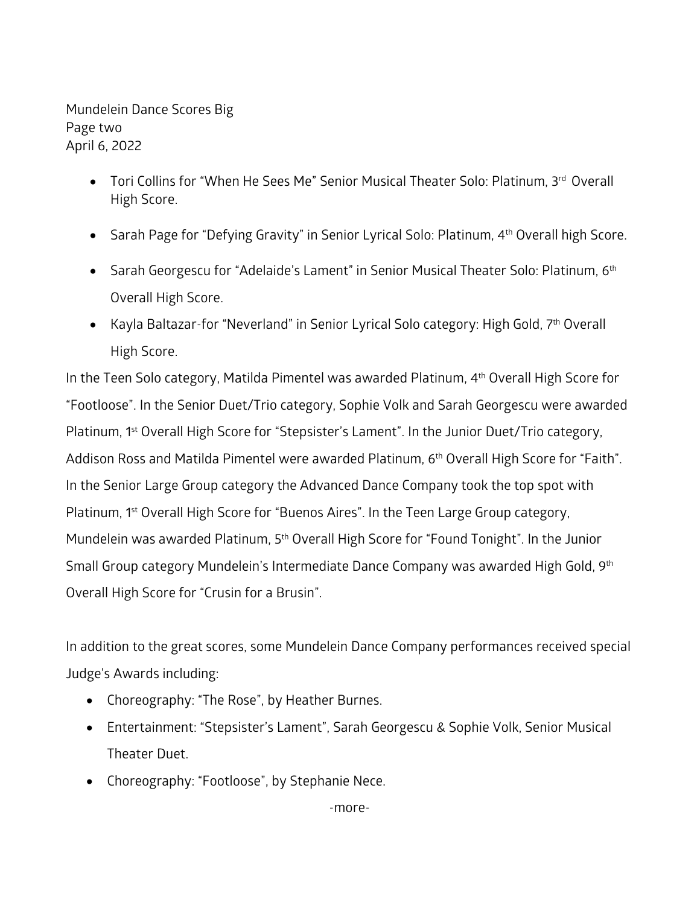- Tori Collins for "When He Sees Me" Senior Musical Theater Solo: Platinum, 3rd Overall High Score.
- Sarah Page for "Defying Gravity" in Senior Lyrical Solo: Platinum, 4th Overall high Score.
- Sarah Georgescu for "Adelaide's Lament" in Senior Musical Theater Solo: Platinum, 6th Overall High Score.
- Kayla Baltazar-for "Neverland" in Senior Lyrical Solo category: High Gold, 7th Overall High Score.

In the Teen Solo category, Matilda Pimentel was awarded Platinum, 4th Overall High Score for "Footloose". In the Senior Duet/Trio category, Sophie Volk and Sarah Georgescu were awarded Platinum, 1st Overall High Score for "Stepsister's Lament". In the Junior Duet/Trio category, Addison Ross and Matilda Pimentel were awarded Platinum, 6th Overall High Score for "Faith". In the Senior Large Group category the Advanced Dance Company took the top spot with Platinum, 1st Overall High Score for "Buenos Aires". In the Teen Large Group category, Mundelein was awarded Platinum, 5th Overall High Score for "Found Tonight". In the Junior Small Group category Mundelein's Intermediate Dance Company was awarded High Gold, 9th Overall High Score for "Crusin for a Brusin".

In addition to the great scores, some Mundelein Dance Company performances received special Judge's Awards including:

- Choreography: "The Rose", by Heather Burnes.
- Entertainment: "Stepsister's Lament", Sarah Georgescu & Sophie Volk, Senior Musical Theater Duet.
- Choreography: "Footloose", by Stephanie Nece.

-more-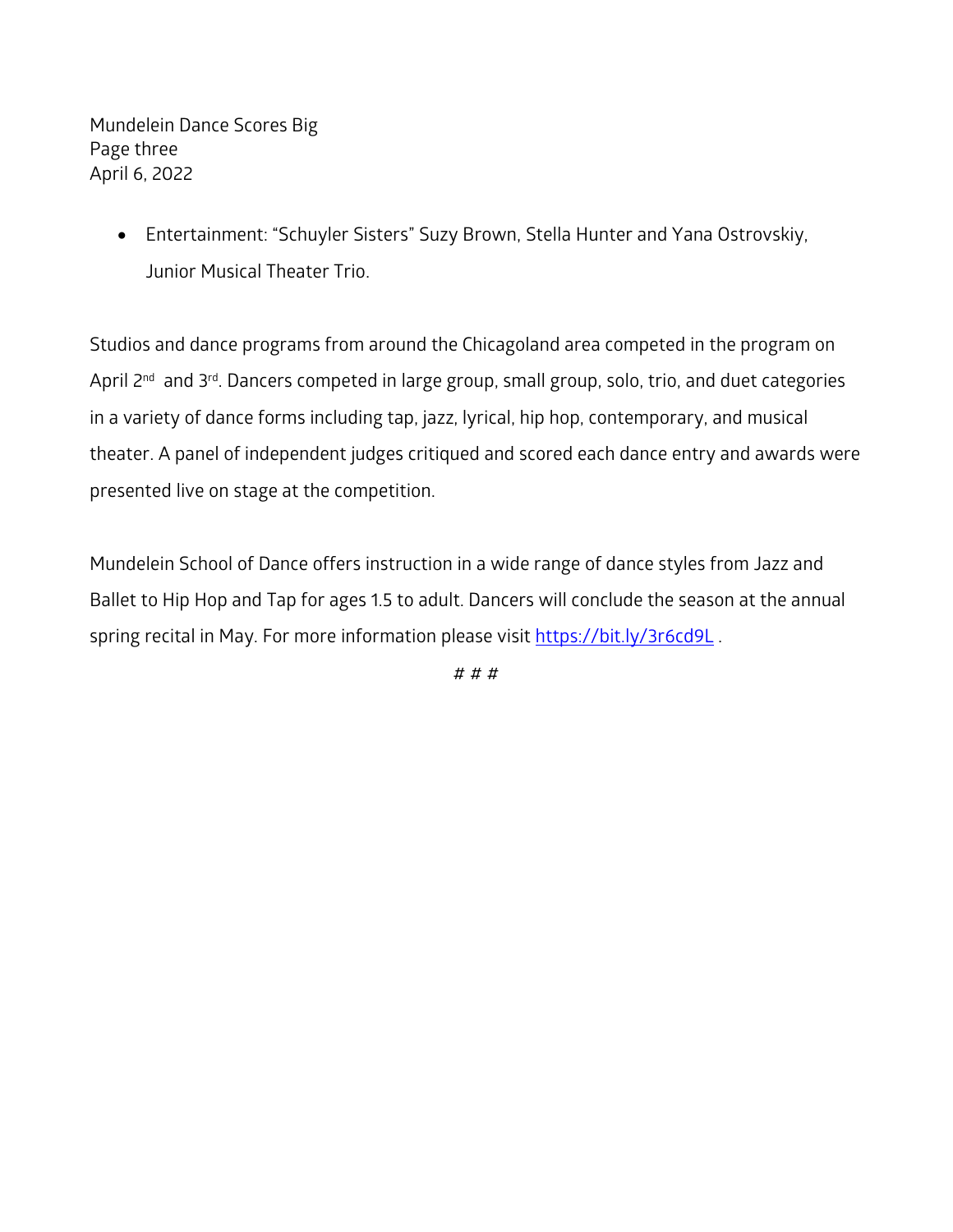- Entertainment: “Schuyler Sisters” Suzy Brown, Stella Hunter and Yana Ostrovskiy, Junior Musical Theater Trio.

Studios and dance programs from around the Chicagoland area competed in the program on April 2nd and 3rd. Dancers competed in large group, small group, solo, trio, and duet categories in a variety of dance forms including tap, jazz, lyrical, hip hop, contemporary, and musical theater. A panel of independent judges critiqued and scored each dance entry and awards were presented live on stage at the competition.

Mundelein School of Dance offers instruction in a wide range of dance styles from Jazz and Ballet to Hip Hop and Tap for ages 1.5 to adult. Dancers will conclude the season at the annual spring recital in May. For more information please visit https://bit.ly/3r6cd9L .

# # #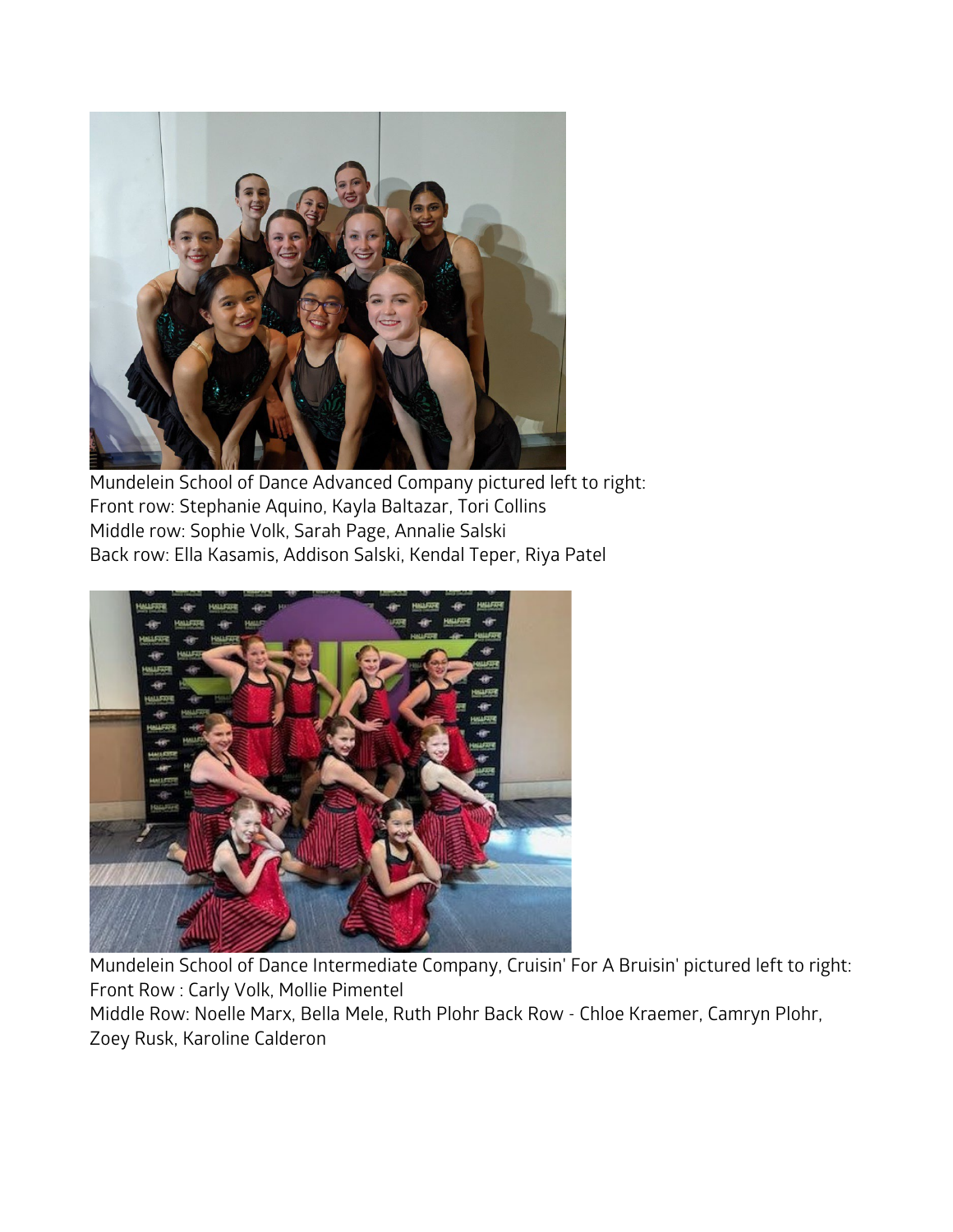Mundelein School of Dance Advanced Company pictured left to right:
Front row: Stephanie Aquino, Kayla Baltazar, Tori Collins
Middle row: Sophie Volk, Sarah Page, Annalie Salski
Back row: Ella Kasamis, Addison Salski, Kendal Teper, Riya Patel

Mundelein School of Dance Intermediate Company, Cruisin' For A Bruisin' pictured left to right:
Front Row : Carly Volk, Mollie Pimentel
Middle Row: Noelle Marx, Bella Mele, Ruth Plohr Back Row - Chloe Kraemer, Camryn Plohr, Zoey Rusk, Karoline Calderon